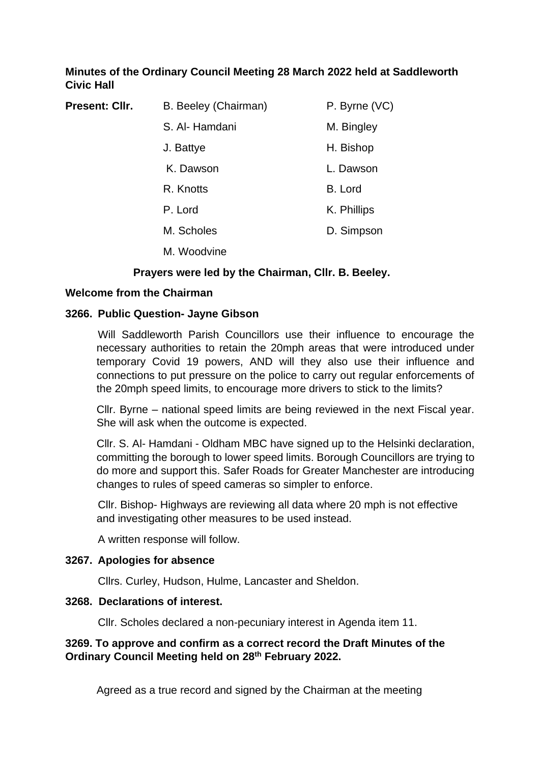**Minutes of the Ordinary Council Meeting 28 March 2022 held at Saddleworth Civic Hall**

| **Present: Cllr.** | B. Beeley (Chairman) | P. Byrne (VC) |
|---|---|---|
| | S. Al- Hamdani | M. Bingley |
| | J. Battye | H. Bishop |
| | K. Dawson | L. Dawson |
| | R. Knotts | B. Lord |
| | P. Lord | K. Phillips |
| | M. Scholes | D. Simpson |
| | M. Woodvine | |

**Prayers were led by the Chairman, Cllr. B. Beeley.**

**Welcome from the Chairman**

**3266. Public Question- Jayne Gibson**

Will Saddleworth Parish Councillors use their influence to encourage the necessary authorities to retain the 20mph areas that were introduced under temporary Covid 19 powers, AND will they also use their influence and connections to put pressure on the police to carry out regular enforcements of the 20mph speed limits, to encourage more drivers to stick to the limits?

Cllr. Byrne – national speed limits are being reviewed in the next Fiscal year. She will ask when the outcome is expected.

Cllr. S. Al- Hamdani - Oldham MBC have signed up to the Helsinki declaration, committing the borough to lower speed limits. Borough Councillors are trying to do more and support this. Safer Roads for Greater Manchester are introducing changes to rules of speed cameras so simpler to enforce.

Cllr. Bishop- Highways are reviewing all data where 20 mph is not effective and investigating other measures to be used instead.

A written response will follow.

**3267. Apologies for absence**

Cllrs. Curley, Hudson, Hulme, Lancaster and Sheldon.

**3268. Declarations of interest.**

Cllr. Scholes declared a non-pecuniary interest in Agenda item 11.

**3269. To approve and confirm as a correct record the Draft Minutes of the Ordinary Council Meeting held on 28th February 2022.**

Agreed as a true record and signed by the Chairman at the meeting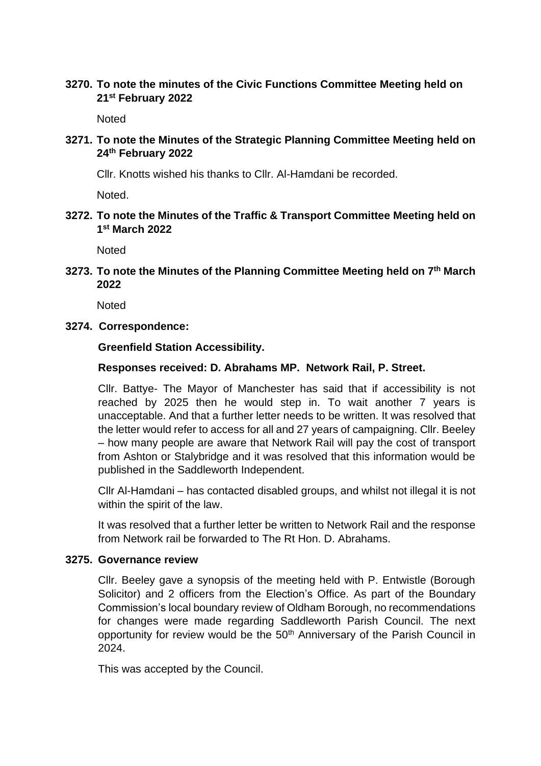**3270. To note the minutes of the Civic Functions Committee Meeting held on 21st February 2022**

Noted

**3271. To note the Minutes of the Strategic Planning Committee Meeting held on 24th February 2022**

Cllr. Knotts wished his thanks to Cllr. Al-Hamdani be recorded.

Noted.

**3272. To note the Minutes of the Traffic & Transport Committee Meeting held on 1st March 2022**

Noted

**3273. To note the Minutes of the Planning Committee Meeting held on 7th March 2022**

Noted

**3274. Correspondence:**

**Greenfield Station Accessibility.**

**Responses received: D. Abrahams MP. Network Rail, P. Street.**

Cllr. Battye- The Mayor of Manchester has said that if accessibility is not reached by 2025 then he would step in. To wait another 7 years is unacceptable. And that a further letter needs to be written. It was resolved that the letter would refer to access for all and 27 years of campaigning. Cllr. Beeley – how many people are aware that Network Rail will pay the cost of transport from Ashton or Stalybridge and it was resolved that this information would be published in the Saddleworth Independent.

Cllr Al-Hamdani – has contacted disabled groups, and whilst not illegal it is not within the spirit of the law.

It was resolved that a further letter be written to Network Rail and the response from Network rail be forwarded to The Rt Hon. D. Abrahams.

**3275. Governance review**

Cllr. Beeley gave a synopsis of the meeting held with P. Entwistle (Borough Solicitor) and 2 officers from the Election's Office. As part of the Boundary Commission's local boundary review of Oldham Borough, no recommendations for changes were made regarding Saddleworth Parish Council. The next opportunity for review would be the 50th Anniversary of the Parish Council in 2024.

This was accepted by the Council.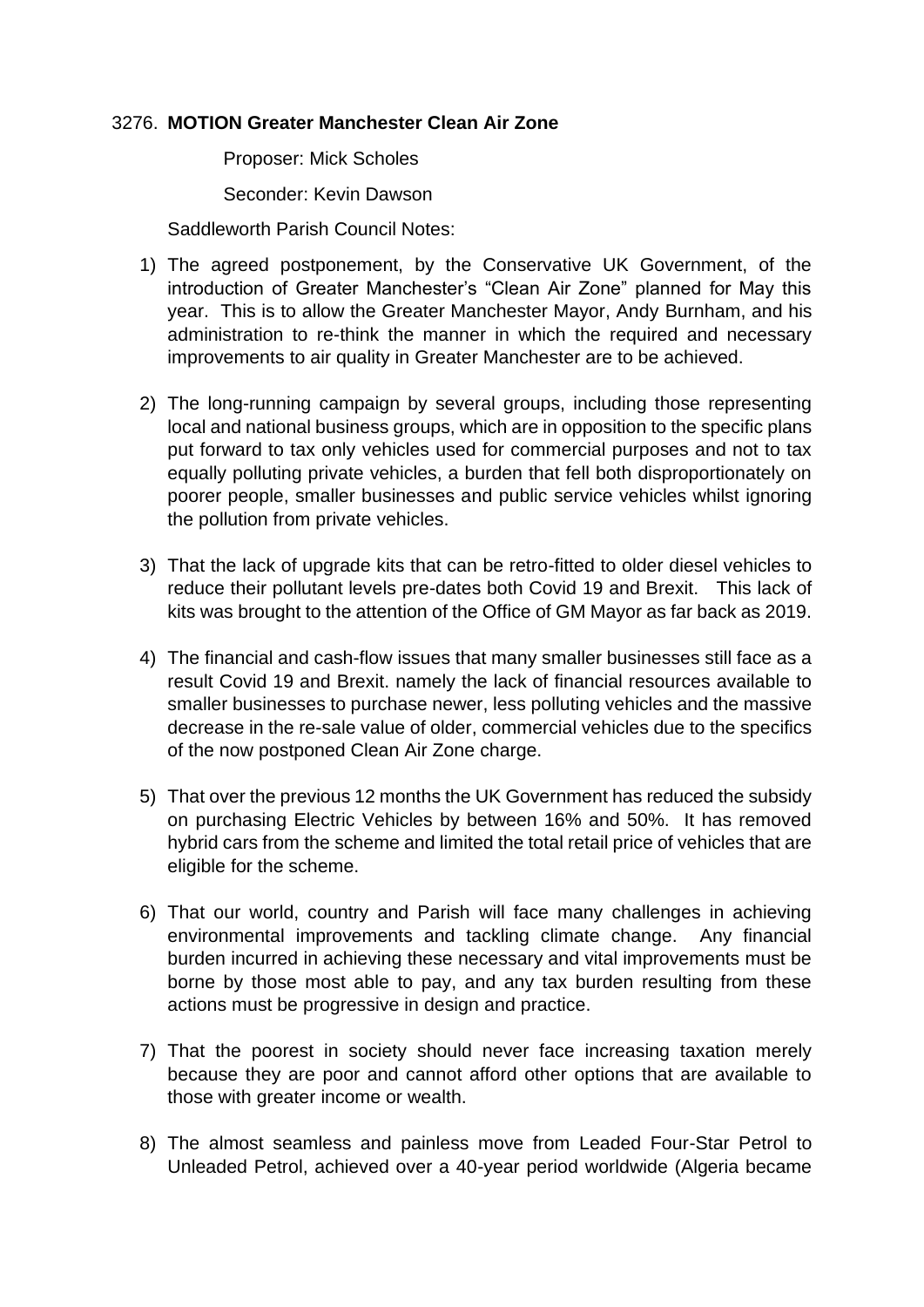3276. **MOTION Greater Manchester Clean Air Zone**

Proposer: Mick Scholes

Seconder: Kevin Dawson

Saddleworth Parish Council Notes:

1) The agreed postponement, by the Conservative UK Government, of the introduction of Greater Manchester's "Clean Air Zone" planned for May this year. This is to allow the Greater Manchester Mayor, Andy Burnham, and his administration to re-think the manner in which the required and necessary improvements to air quality in Greater Manchester are to be achieved.

2) The long-running campaign by several groups, including those representing local and national business groups, which are in opposition to the specific plans put forward to tax only vehicles used for commercial purposes and not to tax equally polluting private vehicles, a burden that fell both disproportionately on poorer people, smaller businesses and public service vehicles whilst ignoring the pollution from private vehicles.

3) That the lack of upgrade kits that can be retro-fitted to older diesel vehicles to reduce their pollutant levels pre-dates both Covid 19 and Brexit. This lack of kits was brought to the attention of the Office of GM Mayor as far back as 2019.

4) The financial and cash-flow issues that many smaller businesses still face as a result Covid 19 and Brexit. namely the lack of financial resources available to smaller businesses to purchase newer, less polluting vehicles and the massive decrease in the re-sale value of older, commercial vehicles due to the specifics of the now postponed Clean Air Zone charge.

5) That over the previous 12 months the UK Government has reduced the subsidy on purchasing Electric Vehicles by between 16% and 50%. It has removed hybrid cars from the scheme and limited the total retail price of vehicles that are eligible for the scheme.

6) That our world, country and Parish will face many challenges in achieving environmental improvements and tackling climate change. Any financial burden incurred in achieving these necessary and vital improvements must be borne by those most able to pay, and any tax burden resulting from these actions must be progressive in design and practice.

7) That the poorest in society should never face increasing taxation merely because they are poor and cannot afford other options that are available to those with greater income or wealth.

8) The almost seamless and painless move from Leaded Four-Star Petrol to Unleaded Petrol, achieved over a 40-year period worldwide (Algeria became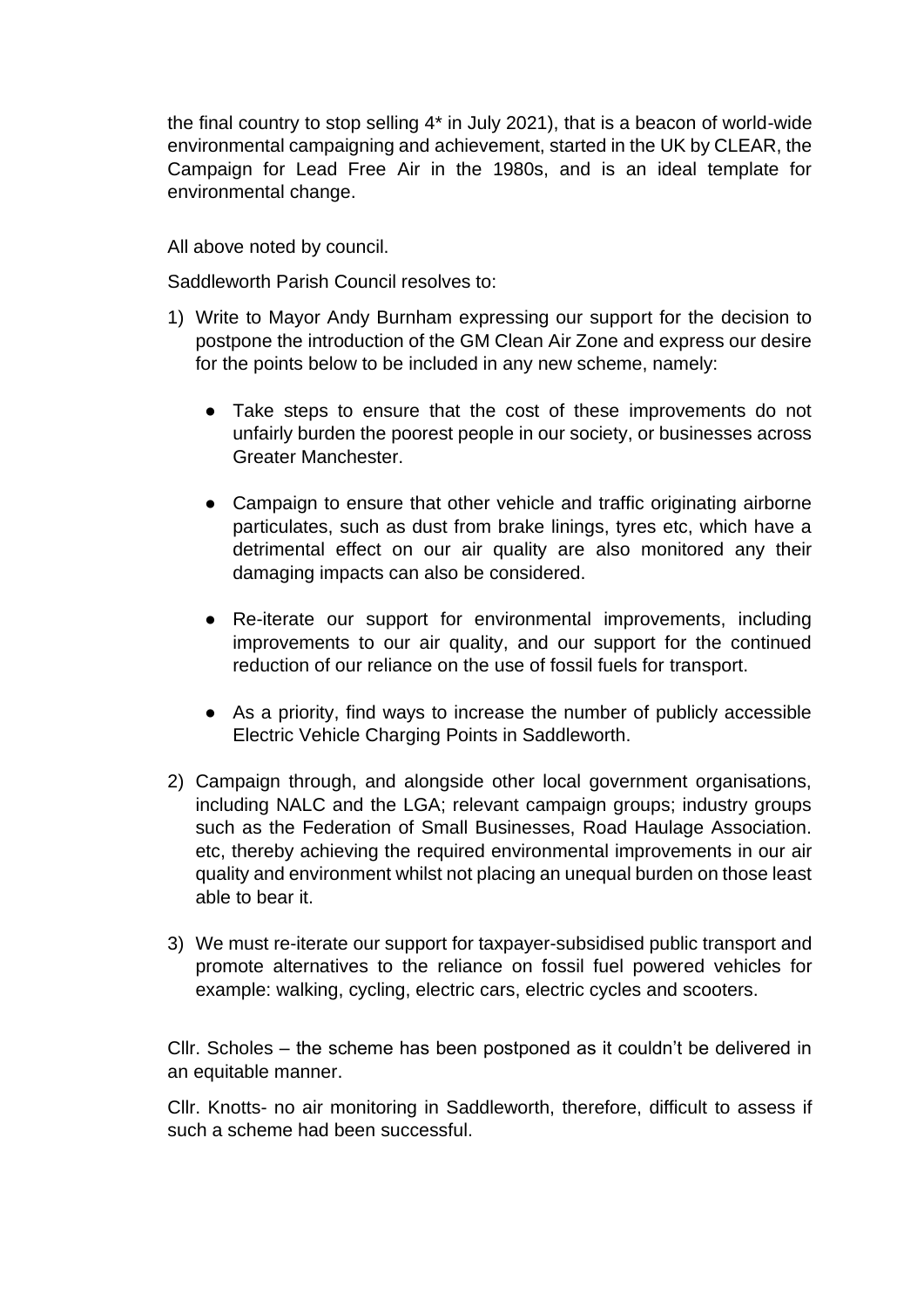the final country to stop selling 4* in July 2021), that is a beacon of world-wide environmental campaigning and achievement, started in the UK by CLEAR, the Campaign for Lead Free Air in the 1980s, and is an ideal template for environmental change.

All above noted by council.

Saddleworth Parish Council resolves to:

1) Write to Mayor Andy Burnham expressing our support for the decision to postpone the introduction of the GM Clean Air Zone and express our desire for the points below to be included in any new scheme, namely:

   - Take steps to ensure that the cost of these improvements do not unfairly burden the poorest people in our society, or businesses across Greater Manchester.

   - Campaign to ensure that other vehicle and traffic originating airborne particulates, such as dust from brake linings, tyres etc, which have a detrimental effect on our air quality are also monitored any their damaging impacts can also be considered.

   - Re-iterate our support for environmental improvements, including improvements to our air quality, and our support for the continued reduction of our reliance on the use of fossil fuels for transport.

   - As a priority, find ways to increase the number of publicly accessible Electric Vehicle Charging Points in Saddleworth.

2) Campaign through, and alongside other local government organisations, including NALC and the LGA; relevant campaign groups; industry groups such as the Federation of Small Businesses, Road Haulage Association. etc, thereby achieving the required environmental improvements in our air quality and environment whilst not placing an unequal burden on those least able to bear it.

3) We must re-iterate our support for taxpayer-subsidised public transport and promote alternatives to the reliance on fossil fuel powered vehicles for example: walking, cycling, electric cars, electric cycles and scooters.

Cllr. Scholes – the scheme has been postponed as it couldn't be delivered in an equitable manner.

Cllr. Knotts- no air monitoring in Saddleworth, therefore, difficult to assess if such a scheme had been successful.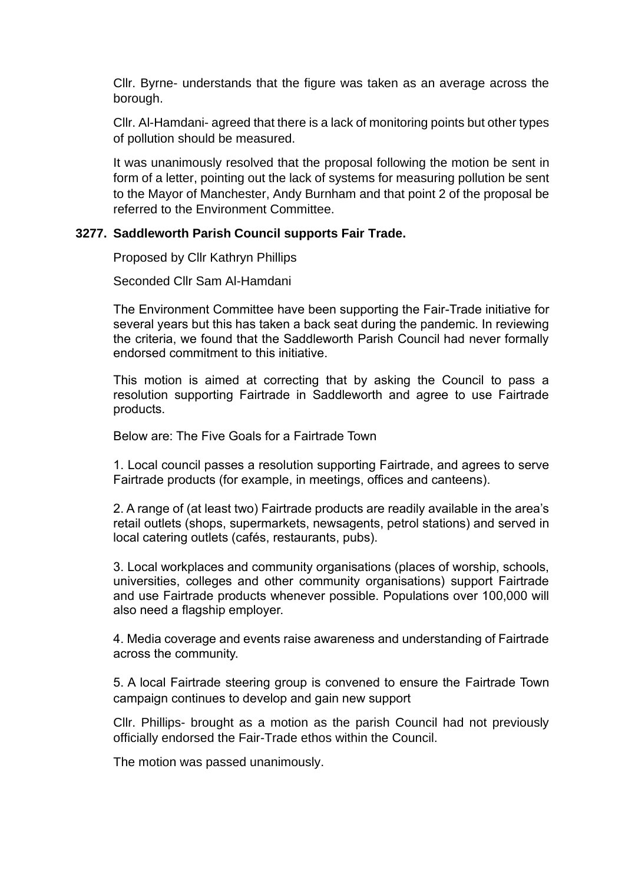Cllr. Byrne- understands that the figure was taken as an average across the borough.

Cllr. Al-Hamdani- agreed that there is a lack of monitoring points but other types of pollution should be measured.

It was unanimously resolved that the proposal following the motion be sent in form of a letter, pointing out the lack of systems for measuring pollution be sent to the Mayor of Manchester, Andy Burnham and that point 2 of the proposal be referred to the Environment Committee.

**3277. Saddleworth Parish Council supports Fair Trade.**

Proposed by Cllr Kathryn Phillips

Seconded Cllr Sam Al-Hamdani

The Environment Committee have been supporting the Fair-Trade initiative for several years but this has taken a back seat during the pandemic. In reviewing the criteria, we found that the Saddleworth Parish Council had never formally endorsed commitment to this initiative.

This motion is aimed at correcting that by asking the Council to pass a resolution supporting Fairtrade in Saddleworth and agree to use Fairtrade products.

Below are: The Five Goals for a Fairtrade Town

1. Local council passes a resolution supporting Fairtrade, and agrees to serve Fairtrade products (for example, in meetings, offices and canteens).

2. A range of (at least two) Fairtrade products are readily available in the area's retail outlets (shops, supermarkets, newsagents, petrol stations) and served in local catering outlets (cafés, restaurants, pubs).

3. Local workplaces and community organisations (places of worship, schools, universities, colleges and other community organisations) support Fairtrade and use Fairtrade products whenever possible. Populations over 100,000 will also need a flagship employer.

4. Media coverage and events raise awareness and understanding of Fairtrade across the community.

5. A local Fairtrade steering group is convened to ensure the Fairtrade Town campaign continues to develop and gain new support

Cllr. Phillips- brought as a motion as the parish Council had not previously officially endorsed the Fair-Trade ethos within the Council.

The motion was passed unanimously.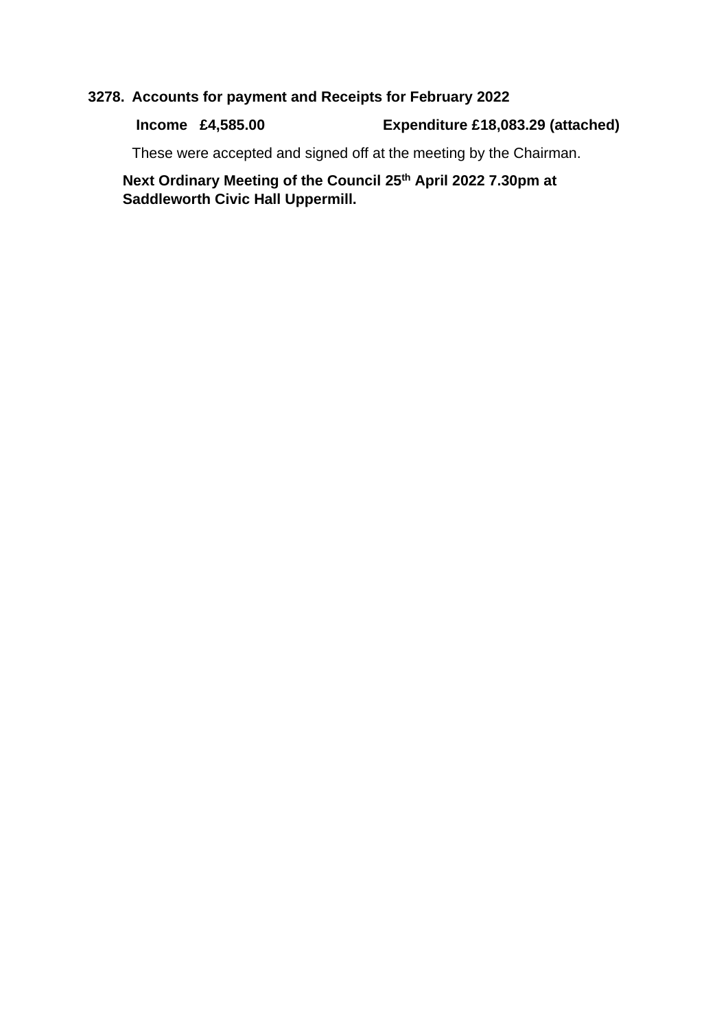**3278. Accounts for payment and Receipts for February 2022**

**Income £4,585.00 Expenditure £18,083.29 (attached)**

These were accepted and signed off at the meeting by the Chairman.

**Next Ordinary Meeting of the Council 25th April 2022 7.30pm at Saddleworth Civic Hall Uppermill.**